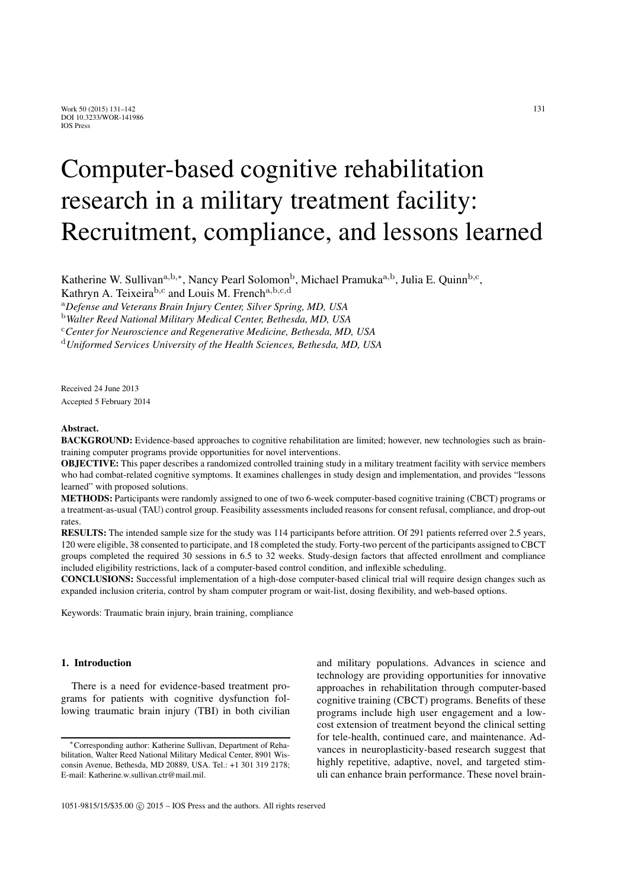# Computer-based cognitive rehabilitation research in a military treatment facility: Recruitment, compliance, and lessons learned

Katherine W. Sullivan[a,b,*], Nancy Pearl Solomon[b], Michael Pramuka[a,b], Julia E. Quinn[b,c], Kathryn A. Teixeira[b,c] and Louis M. French[a,b,c,d]

[a]*Defense and Veterans Brain Injury Center, Silver Spring, MD, USA*
[b]*Walter Reed National Military Medical Center, Bethesda, MD, USA*
[c]*Center for Neuroscience and Regenerative Medicine, Bethesda, MD, USA*
[d]*Uniformed Services University of the Health Sciences, Bethesda, MD, USA*

Received 24 June 2013
Accepted 5 February 2014

**Abstract.**

**BACKGROUND:** Evidence-based approaches to cognitive rehabilitation are limited; however, new technologies such as brain-training computer programs provide opportunities for novel interventions.

**OBJECTIVE:** This paper describes a randomized controlled training study in a military treatment facility with service members who had combat-related cognitive symptoms. It examines challenges in study design and implementation, and provides "lessons learned" with proposed solutions.

**METHODS:** Participants were randomly assigned to one of two 6-week computer-based cognitive training (CBCT) programs or a treatment-as-usual (TAU) control group. Feasibility assessments included reasons for consent refusal, compliance, and drop-out rates.

**RESULTS:** The intended sample size for the study was 114 participants before attrition. Of 291 patients referred over 2.5 years, 120 were eligible, 38 consented to participate, and 18 completed the study. Forty-two percent of the participants assigned to CBCT groups completed the required 30 sessions in 6.5 to 32 weeks. Study-design factors that affected enrollment and compliance included eligibility restrictions, lack of a computer-based control condition, and inflexible scheduling.

**CONCLUSIONS:** Successful implementation of a high-dose computer-based clinical trial will require design changes such as expanded inclusion criteria, control by sham computer program or wait-list, dosing flexibility, and web-based options.

Keywords: Traumatic brain injury, brain training, compliance

## 1. Introduction

There is a need for evidence-based treatment programs for patients with cognitive dysfunction following traumatic brain injury (TBI) in both civilian and military populations. Advances in science and technology are providing opportunities for innovative approaches in rehabilitation through computer-based cognitive training (CBCT) programs. Benefits of these programs include high user engagement and a low-cost extension of treatment beyond the clinical setting for tele-health, continued care, and maintenance. Advances in neuroplasticity-based research suggest that highly repetitive, adaptive, novel, and targeted stimuli can enhance brain performance. These novel brain-

*Corresponding author: Katherine Sullivan, Department of Rehabilitation, Walter Reed National Military Medical Center, 8901 Wisconsin Avenue, Bethesda, MD 20889, USA. Tel.: +1 301 319 2178; E-mail: Katherine.w.sullivan.ctr@mail.mil.

1051-9815/15/$35.00 © 2015 – IOS Press and the authors. All rights reserved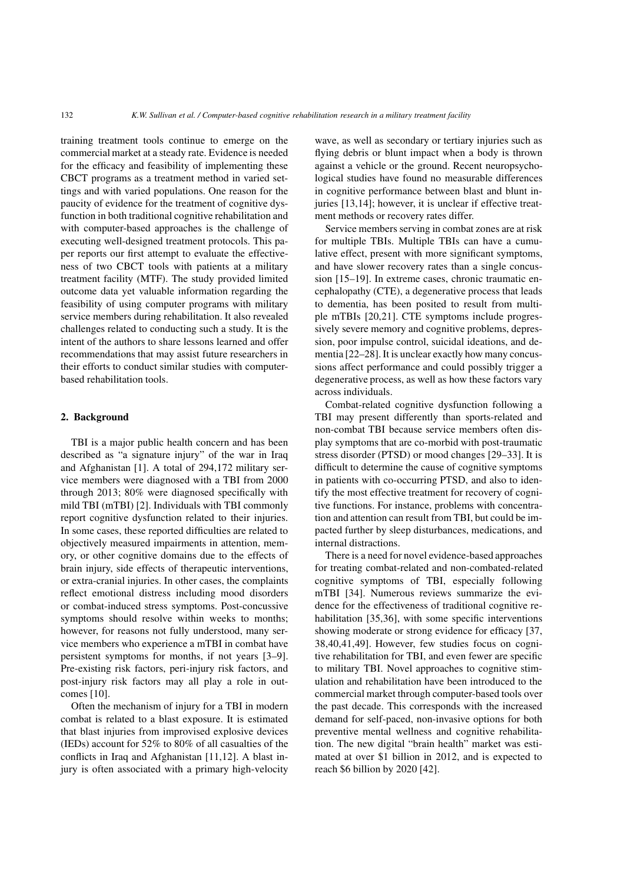training treatment tools continue to emerge on the commercial market at a steady rate. Evidence is needed for the efficacy and feasibility of implementing these CBCT programs as a treatment method in varied settings and with varied populations. One reason for the paucity of evidence for the treatment of cognitive dysfunction in both traditional cognitive rehabilitation and with computer-based approaches is the challenge of executing well-designed treatment protocols. This paper reports our first attempt to evaluate the effectiveness of two CBCT tools with patients at a military treatment facility (MTF). The study provided limited outcome data yet valuable information regarding the feasibility of using computer programs with military service members during rehabilitation. It also revealed challenges related to conducting such a study. It is the intent of the authors to share lessons learned and offer recommendations that may assist future researchers in their efforts to conduct similar studies with computer-based rehabilitation tools.

## 2. Background

TBI is a major public health concern and has been described as "a signature injury" of the war in Iraq and Afghanistan [1]. A total of 294,172 military service members were diagnosed with a TBI from 2000 through 2013; 80% were diagnosed specifically with mild TBI (mTBI) [2]. Individuals with TBI commonly report cognitive dysfunction related to their injuries. In some cases, these reported difficulties are related to objectively measured impairments in attention, memory, or other cognitive domains due to the effects of brain injury, side effects of therapeutic interventions, or extra-cranial injuries. In other cases, the complaints reflect emotional distress including mood disorders or combat-induced stress symptoms. Post-concussive symptoms should resolve within weeks to months; however, for reasons not fully understood, many service members who experience a mTBI in combat have persistent symptoms for months, if not years [3–9]. Pre-existing risk factors, peri-injury risk factors, and post-injury risk factors may all play a role in outcomes [10].

Often the mechanism of injury for a TBI in modern combat is related to a blast exposure. It is estimated that blast injuries from improvised explosive devices (IEDs) account for 52% to 80% of all casualties of the conflicts in Iraq and Afghanistan [11,12]. A blast injury is often associated with a primary high-velocity wave, as well as secondary or tertiary injuries such as flying debris or blunt impact when a body is thrown against a vehicle or the ground. Recent neuropsychological studies have found no measurable differences in cognitive performance between blast and blunt injuries [13,14]; however, it is unclear if effective treatment methods or recovery rates differ.

Service members serving in combat zones are at risk for multiple TBIs. Multiple TBIs can have a cumulative effect, present with more significant symptoms, and have slower recovery rates than a single concussion [15–19]. In extreme cases, chronic traumatic encephalopathy (CTE), a degenerative process that leads to dementia, has been posited to result from multiple mTBIs [20,21]. CTE symptoms include progressively severe memory and cognitive problems, depression, poor impulse control, suicidal ideations, and dementia [22–28]. It is unclear exactly how many concussions affect performance and could possibly trigger a degenerative process, as well as how these factors vary across individuals.

Combat-related cognitive dysfunction following a TBI may present differently than sports-related and non-combat TBI because service members often display symptoms that are co-morbid with post-traumatic stress disorder (PTSD) or mood changes [29–33]. It is difficult to determine the cause of cognitive symptoms in patients with co-occurring PTSD, and also to identify the most effective treatment for recovery of cognitive functions. For instance, problems with concentration and attention can result from TBI, but could be impacted further by sleep disturbances, medications, and internal distractions.

There is a need for novel evidence-based approaches for treating combat-related and non-combated-related cognitive symptoms of TBI, especially following mTBI [34]. Numerous reviews summarize the evidence for the effectiveness of traditional cognitive rehabilitation [35,36], with some specific interventions showing moderate or strong evidence for efficacy [37, 38,40,41,49]. However, few studies focus on cognitive rehabilitation for TBI, and even fewer are specific to military TBI. Novel approaches to cognitive stimulation and rehabilitation have been introduced to the commercial market through computer-based tools over the past decade. This corresponds with the increased demand for self-paced, non-invasive options for both preventive mental wellness and cognitive rehabilitation. The new digital "brain health" market was estimated at over $1 billion in 2012, and is expected to reach $6 billion by 2020 [42].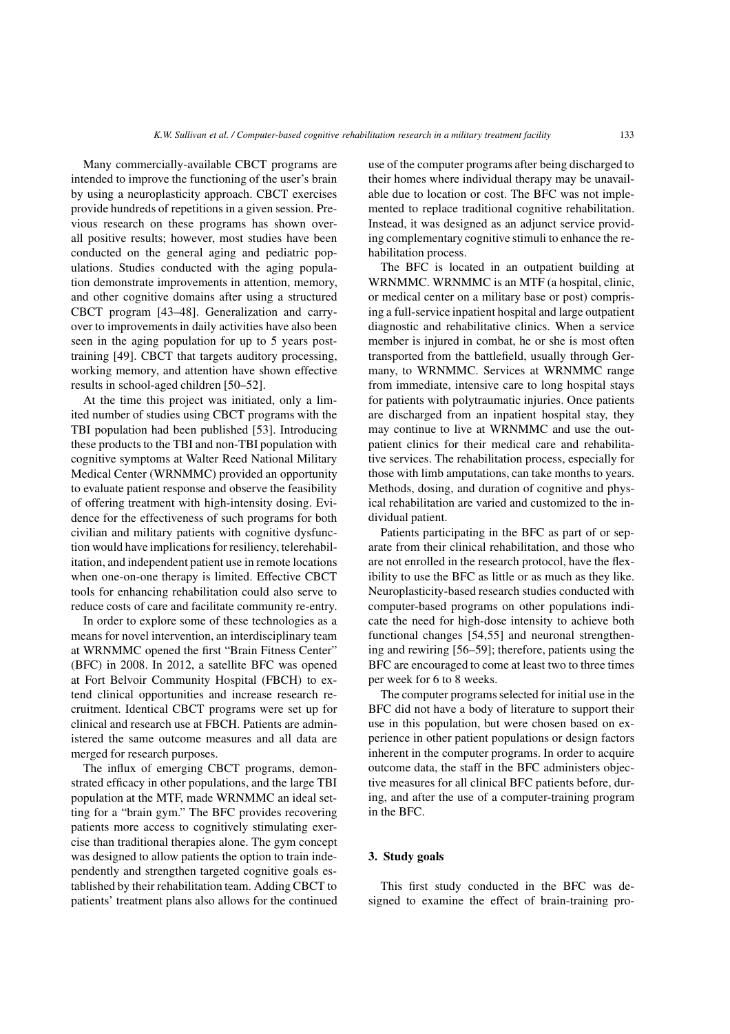Many commercially-available CBCT programs are intended to improve the functioning of the user's brain by using a neuroplasticity approach. CBCT exercises provide hundreds of repetitions in a given session. Previous research on these programs has shown overall positive results; however, most studies have been conducted on the general aging and pediatric populations. Studies conducted with the aging population demonstrate improvements in attention, memory, and other cognitive domains after using a structured CBCT program [43–48]. Generalization and carryover to improvements in daily activities have also been seen in the aging population for up to 5 years post-training [49]. CBCT that targets auditory processing, working memory, and attention have shown effective results in school-aged children [50–52].

At the time this project was initiated, only a limited number of studies using CBCT programs with the TBI population had been published [53]. Introducing these products to the TBI and non-TBI population with cognitive symptoms at Walter Reed National Military Medical Center (WRNMMC) provided an opportunity to evaluate patient response and observe the feasibility of offering treatment with high-intensity dosing. Evidence for the effectiveness of such programs for both civilian and military patients with cognitive dysfunction would have implications for resiliency, telerehabilitation, and independent patient use in remote locations when one-on-one therapy is limited. Effective CBCT tools for enhancing rehabilitation could also serve to reduce costs of care and facilitate community re-entry.

In order to explore some of these technologies as a means for novel intervention, an interdisciplinary team at WRNMMC opened the first "Brain Fitness Center" (BFC) in 2008. In 2012, a satellite BFC was opened at Fort Belvoir Community Hospital (FBCH) to extend clinical opportunities and increase research recruitment. Identical CBCT programs were set up for clinical and research use at FBCH. Patients are administered the same outcome measures and all data are merged for research purposes.

The influx of emerging CBCT programs, demonstrated efficacy in other populations, and the large TBI population at the MTF, made WRNMMC an ideal setting for a "brain gym." The BFC provides recovering patients more access to cognitively stimulating exercise than traditional therapies alone. The gym concept was designed to allow patients the option to train independently and strengthen targeted cognitive goals established by their rehabilitation team. Adding CBCT to patients' treatment plans also allows for the continued use of the computer programs after being discharged to their homes where individual therapy may be unavailable due to location or cost. The BFC was not implemented to replace traditional cognitive rehabilitation. Instead, it was designed as an adjunct service providing complementary cognitive stimuli to enhance the rehabilitation process.

The BFC is located in an outpatient building at WRNMMC. WRNMMC is an MTF (a hospital, clinic, or medical center on a military base or post) comprising a full-service inpatient hospital and large outpatient diagnostic and rehabilitative clinics. When a service member is injured in combat, he or she is most often transported from the battlefield, usually through Germany, to WRNMMC. Services at WRNMMC range from immediate, intensive care to long hospital stays for patients with polytraumatic injuries. Once patients are discharged from an inpatient hospital stay, they may continue to live at WRNMMC and use the outpatient clinics for their medical care and rehabilitative services. The rehabilitation process, especially for those with limb amputations, can take months to years. Methods, dosing, and duration of cognitive and physical rehabilitation are varied and customized to the individual patient.

Patients participating in the BFC as part of or separate from their clinical rehabilitation, and those who are not enrolled in the research protocol, have the flexibility to use the BFC as little or as much as they like. Neuroplasticity-based research studies conducted with computer-based programs on other populations indicate the need for high-dose intensity to achieve both functional changes [54,55] and neuronal strengthening and rewiring [56–59]; therefore, patients using the BFC are encouraged to come at least two to three times per week for 6 to 8 weeks.

The computer programs selected for initial use in the BFC did not have a body of literature to support their use in this population, but were chosen based on experience in other patient populations or design factors inherent in the computer programs. In order to acquire outcome data, the staff in the BFC administers objective measures for all clinical BFC patients before, during, and after the use of a computer-training program in the BFC.

## 3. Study goals

This first study conducted in the BFC was designed to examine the effect of brain-training pro-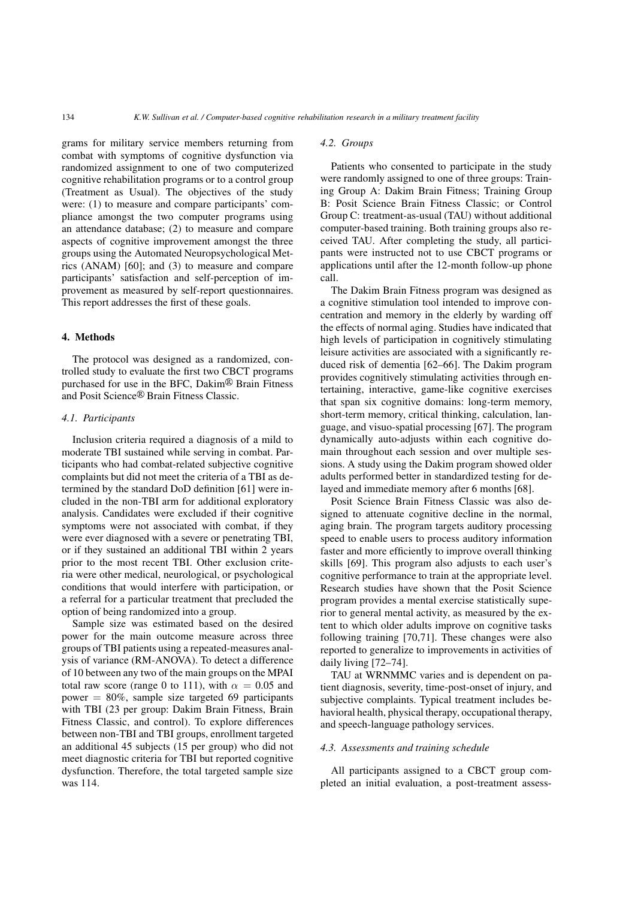grams for military service members returning from combat with symptoms of cognitive dysfunction via randomized assignment to one of two computerized cognitive rehabilitation programs or to a control group (Treatment as Usual). The objectives of the study were: (1) to measure and compare participants' compliance amongst the two computer programs using an attendance database; (2) to measure and compare aspects of cognitive improvement amongst the three groups using the Automated Neuropsychological Metrics (ANAM) [60]; and (3) to measure and compare participants' satisfaction and self-perception of improvement as measured by self-report questionnaires. This report addresses the first of these goals.

## 4. Methods

The protocol was designed as a randomized, controlled study to evaluate the first two CBCT programs purchased for use in the BFC, Dakim® Brain Fitness and Posit Science® Brain Fitness Classic.

### *4.1. Participants*

Inclusion criteria required a diagnosis of a mild to moderate TBI sustained while serving in combat. Participants who had combat-related subjective cognitive complaints but did not meet the criteria of a TBI as determined by the standard DoD definition [61] were included in the non-TBI arm for additional exploratory analysis. Candidates were excluded if their cognitive symptoms were not associated with combat, if they were ever diagnosed with a severe or penetrating TBI, or if they sustained an additional TBI within 2 years prior to the most recent TBI. Other exclusion criteria were other medical, neurological, or psychological conditions that would interfere with participation, or a referral for a particular treatment that precluded the option of being randomized into a group.

Sample size was estimated based on the desired power for the main outcome measure across three groups of TBI patients using a repeated-measures analysis of variance (RM-ANOVA). To detect a difference of 10 between any two of the main groups on the MPAI total raw score (range 0 to 111), with $\alpha = 0.05$ and power $= 80\%$, sample size targeted 69 participants with TBI (23 per group: Dakim Brain Fitness, Brain Fitness Classic, and control). To explore differences between non-TBI and TBI groups, enrollment targeted an additional 45 subjects (15 per group) who did not meet diagnostic criteria for TBI but reported cognitive dysfunction. Therefore, the total targeted sample size was 114.

### *4.2. Groups*

Patients who consented to participate in the study were randomly assigned to one of three groups: Training Group A: Dakim Brain Fitness; Training Group B: Posit Science Brain Fitness Classic; or Control Group C: treatment-as-usual (TAU) without additional computer-based training. Both training groups also received TAU. After completing the study, all participants were instructed not to use CBCT programs or applications until after the 12-month follow-up phone call.

The Dakim Brain Fitness program was designed as a cognitive stimulation tool intended to improve concentration and memory in the elderly by warding off the effects of normal aging. Studies have indicated that high levels of participation in cognitively stimulating leisure activities are associated with a significantly reduced risk of dementia [62–66]. The Dakim program provides cognitively stimulating activities through entertaining, interactive, game-like cognitive exercises that span six cognitive domains: long-term memory, short-term memory, critical thinking, calculation, language, and visuo-spatial processing [67]. The program dynamically auto-adjusts within each cognitive domain throughout each session and over multiple sessions. A study using the Dakim program showed older adults performed better in standardized testing for delayed and immediate memory after 6 months [68].

Posit Science Brain Fitness Classic was also designed to attenuate cognitive decline in the normal, aging brain. The program targets auditory processing speed to enable users to process auditory information faster and more efficiently to improve overall thinking skills [69]. This program also adjusts to each user's cognitive performance to train at the appropriate level. Research studies have shown that the Posit Science program provides a mental exercise statistically superior to general mental activity, as measured by the extent to which older adults improve on cognitive tasks following training [70,71]. These changes were also reported to generalize to improvements in activities of daily living [72–74].

TAU at WRNMMC varies and is dependent on patient diagnosis, severity, time-post-onset of injury, and subjective complaints. Typical treatment includes behavioral health, physical therapy, occupational therapy, and speech-language pathology services.

### *4.3. Assessments and training schedule*

All participants assigned to a CBCT group completed an initial evaluation, a post-treatment assess-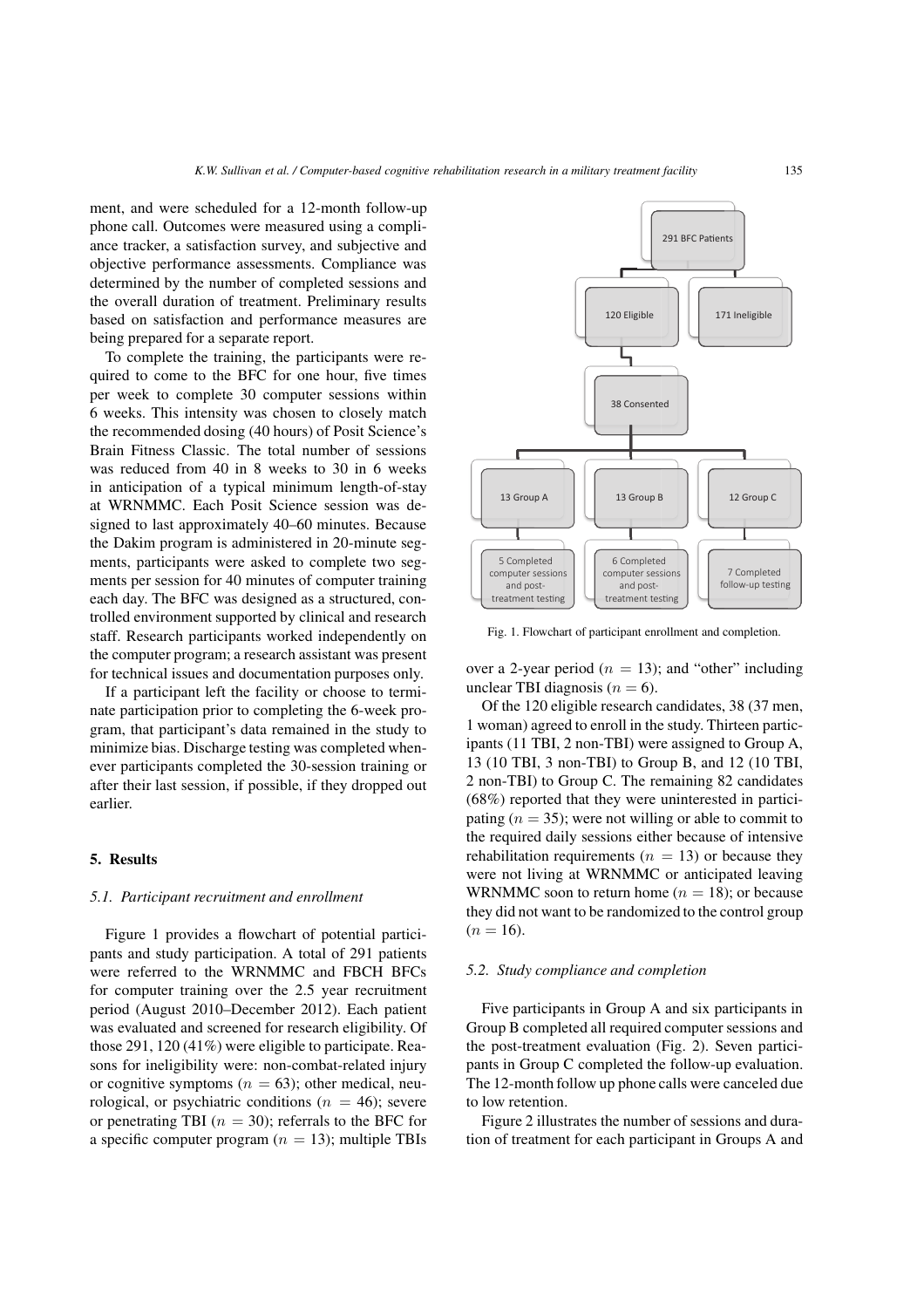ment, and were scheduled for a 12-month follow-up phone call. Outcomes were measured using a compliance tracker, a satisfaction survey, and subjective and objective performance assessments. Compliance was determined by the number of completed sessions and the overall duration of treatment. Preliminary results based on satisfaction and performance measures are being prepared for a separate report.

To complete the training, the participants were required to come to the BFC for one hour, five times per week to complete 30 computer sessions within 6 weeks. This intensity was chosen to closely match the recommended dosing (40 hours) of Posit Science's Brain Fitness Classic. The total number of sessions was reduced from 40 in 8 weeks to 30 in 6 weeks in anticipation of a typical minimum length-of-stay at WRNMMC. Each Posit Science session was designed to last approximately 40–60 minutes. Because the Dakim program is administered in 20-minute segments, participants were asked to complete two segments per session for 40 minutes of computer training each day. The BFC was designed as a structured, controlled environment supported by clinical and research staff. Research participants worked independently on the computer program; a research assistant was present for technical issues and documentation purposes only.

If a participant left the facility or choose to terminate participation prior to completing the 6-week program, that participant's data remained in the study to minimize bias. Discharge testing was completed whenever participants completed the 30-session training or after their last session, if possible, if they dropped out earlier.

## 5. Results

### 5.1. Participant recruitment and enrollment

Figure 1 provides a flowchart of potential participants and study participation. A total of 291 patients were referred to the WRNMMC and FBCH BFCs for computer training over the 2.5 year recruitment period (August 2010–December 2012). Each patient was evaluated and screened for research eligibility. Of those 291, 120 (41%) were eligible to participate. Reasons for ineligibility were: non-combat-related injury or cognitive symptoms ($n = 63$); other medical, neurological, or psychiatric conditions ($n = 46$); severe or penetrating TBI ($n = 30$); referrals to the BFC for a specific computer program ($n = 13$); multiple TBIs over a 2-year period ($n = 13$); and "other" including unclear TBI diagnosis ($n = 6$).

291 BFC Patients → 120 Eligible / 171 Ineligible
120 Eligible → 38 Consented
38 Consented → 13 Group A / 13 Group B / 12 Group C
13 Group A → 5 Completed computer sessions and post-treatment testing
13 Group B → 6 Completed computer sessions and post-treatment testing
12 Group C → 7 Completed follow-up testing

Fig. 1. Flowchart of participant enrollment and completion.

Of the 120 eligible research candidates, 38 (37 men, 1 woman) agreed to enroll in the study. Thirteen participants (11 TBI, 2 non-TBI) were assigned to Group A, 13 (10 TBI, 3 non-TBI) to Group B, and 12 (10 TBI, 2 non-TBI) to Group C. The remaining 82 candidates (68%) reported that they were uninterested in participating ($n = 35$); were not willing or able to commit to the required daily sessions either because of intensive rehabilitation requirements ($n = 13$) or because they were not living at WRNMMC or anticipated leaving WRNMMC soon to return home ($n = 18$); or because they did not want to be randomized to the control group ($n = 16$).

### 5.2. Study compliance and completion

Five participants in Group A and six participants in Group B completed all required computer sessions and the post-treatment evaluation (Fig. 2). Seven participants in Group C completed the follow-up evaluation. The 12-month follow up phone calls were canceled due to low retention.

Figure 2 illustrates the number of sessions and duration of treatment for each participant in Groups A and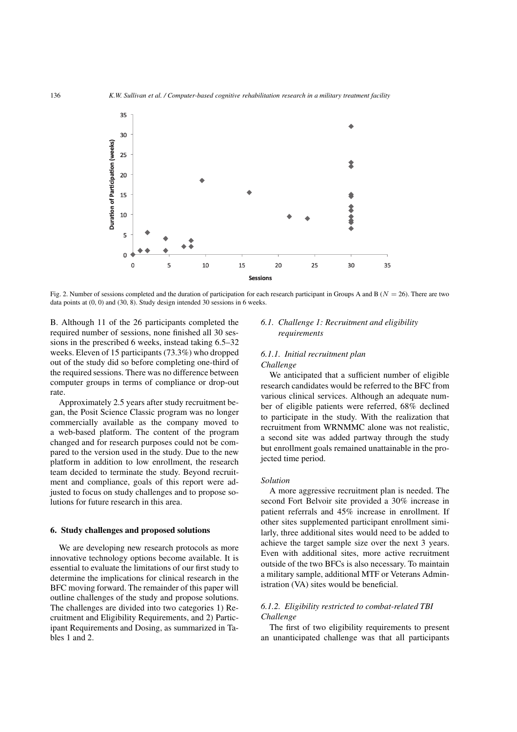Fig. 2. Number of sessions completed and the duration of participation for each research participant in Groups A and B ($N = 26$). There are two data points at (0, 0) and (30, 8). Study design intended 30 sessions in 6 weeks.

B. Although 11 of the 26 participants completed the required number of sessions, none finished all 30 sessions in the prescribed 6 weeks, instead taking 6.5–32 weeks. Eleven of 15 participants (73.3%) who dropped out of the study did so before completing one-third of the required sessions. There was no difference between computer groups in terms of compliance or drop-out rate.

Approximately 2.5 years after study recruitment began, the Posit Science Classic program was no longer commercially available as the company moved to a web-based platform. The content of the program changed and for research purposes could not be compared to the version used in the study. Due to the new platform in addition to low enrollment, the research team decided to terminate the study. Beyond recruitment and compliance, goals of this report were adjusted to focus on study challenges and to propose solutions for future research in this area.

## 6. Study challenges and proposed solutions

We are developing new research protocols as more innovative technology options become available. It is essential to evaluate the limitations of our first study to determine the implications for clinical research in the BFC moving forward. The remainder of this paper will outline challenges of the study and propose solutions. The challenges are divided into two categories 1) Recruitment and Eligibility Requirements, and 2) Participant Requirements and Dosing, as summarized in Tables 1 and 2.

### *6.1. Challenge 1: Recruitment and eligibility requirements*

#### *6.1.1. Initial recruitment plan*

*Challenge*

We anticipated that a sufficient number of eligible research candidates would be referred to the BFC from various clinical services. Although an adequate number of eligible patients were referred, 68% declined to participate in the study. With the realization that recruitment from WRNMMC alone was not realistic, a second site was added partway through the study but enrollment goals remained unattainable in the projected time period.

*Solution*

A more aggressive recruitment plan is needed. The second Fort Belvoir site provided a 30% increase in patient referrals and 45% increase in enrollment. If other sites supplemented participant enrollment similarly, three additional sites would need to be added to achieve the target sample size over the next 3 years. Even with additional sites, more active recruitment outside of the two BFCs is also necessary. To maintain a military sample, additional MTF or Veterans Administration (VA) sites would be beneficial.

#### *6.1.2. Eligibility restricted to combat-related TBI*

*Challenge*

The first of two eligibility requirements to present an unanticipated challenge was that all participants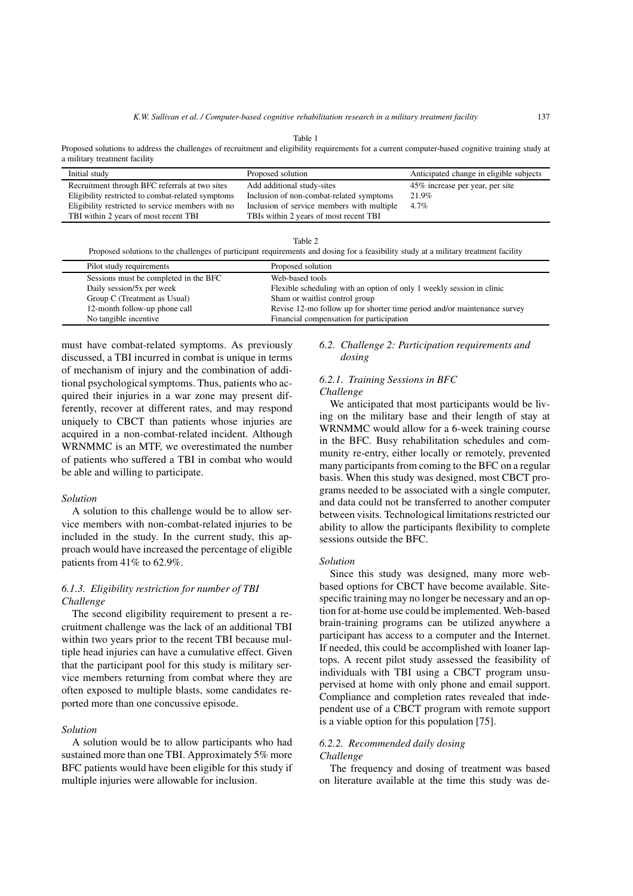Table 1

Proposed solutions to address the challenges of recruitment and eligibility requirements for a current computer-based cognitive training study at a military treatment facility

| Initial study | Proposed solution | Anticipated change in eligible subjects |
|---|---|---|
| Recruitment through BFC referrals at two sites | Add additional study-sites | 45% increase per year, per site |
| Eligibility restricted to combat-related symptoms | Inclusion of non-combat-related symptoms | 21.9% |
| Eligibility restricted to service members with no TBI within 2 years of most recent TBI | Inclusion of service members with multiple TBIs within 2 years of most recent TBI | 4.7% |

Table 2

Proposed solutions to the challenges of participant requirements and dosing for a feasibility study at a military treatment facility

| Pilot study requirements | Proposed solution |
|---|---|
| Sessions must be completed in the BFC | Web-based tools |
| Daily session/5x per week | Flexible scheduling with an option of only 1 weekly session in clinic |
| Group C (Treatment as Usual) | Sham or waitlist control group |
| 12-month follow-up phone call | Revise 12-mo follow up for shorter time period and/or maintenance survey |
| No tangible incentive | Financial compensation for participation |

must have combat-related symptoms. As previously discussed, a TBI incurred in combat is unique in terms of mechanism of injury and the combination of additional psychological symptoms. Thus, patients who acquired their injuries in a war zone may present differently, recover at different rates, and may respond uniquely to CBCT than patients whose injuries are acquired in a non-combat-related incident. Although WRNMMC is an MTF, we overestimated the number of patients who suffered a TBI in combat who would be able and willing to participate.

*Solution*

A solution to this challenge would be to allow service members with non-combat-related injuries to be included in the study. In the current study, this approach would have increased the percentage of eligible patients from 41% to 62.9%.

#### *6.1.3. Eligibility restriction for number of TBI*

*Challenge*

The second eligibility requirement to present a recruitment challenge was the lack of an additional TBI within two years prior to the recent TBI because multiple head injuries can have a cumulative effect. Given that the participant pool for this study is military service members returning from combat where they are often exposed to multiple blasts, some candidates reported more than one concussive episode.

*Solution*

A solution would be to allow participants who had sustained more than one TBI. Approximately 5% more BFC patients would have been eligible for this study if multiple injuries were allowable for inclusion.

### *6.2. Challenge 2: Participation requirements and dosing*

#### *6.2.1. Training Sessions in BFC*

*Challenge*

We anticipated that most participants would be living on the military base and their length of stay at WRNMMC would allow for a 6-week training course in the BFC. Busy rehabilitation schedules and community re-entry, either locally or remotely, prevented many participants from coming to the BFC on a regular basis. When this study was designed, most CBCT programs needed to be associated with a single computer, and data could not be transferred to another computer between visits. Technological limitations restricted our ability to allow the participants flexibility to complete sessions outside the BFC.

*Solution*

Since this study was designed, many more web-based options for CBCT have become available. Site-specific training may no longer be necessary and an option for at-home use could be implemented. Web-based brain-training programs can be utilized anywhere a participant has access to a computer and the Internet. If needed, this could be accomplished with loaner laptops. A recent pilot study assessed the feasibility of individuals with TBI using a CBCT program unsupervised at home with only phone and email support. Compliance and completion rates revealed that independent use of a CBCT program with remote support is a viable option for this population [75].

#### *6.2.2. Recommended daily dosing*

*Challenge*

The frequency and dosing of treatment was based on literature available at the time this study was de-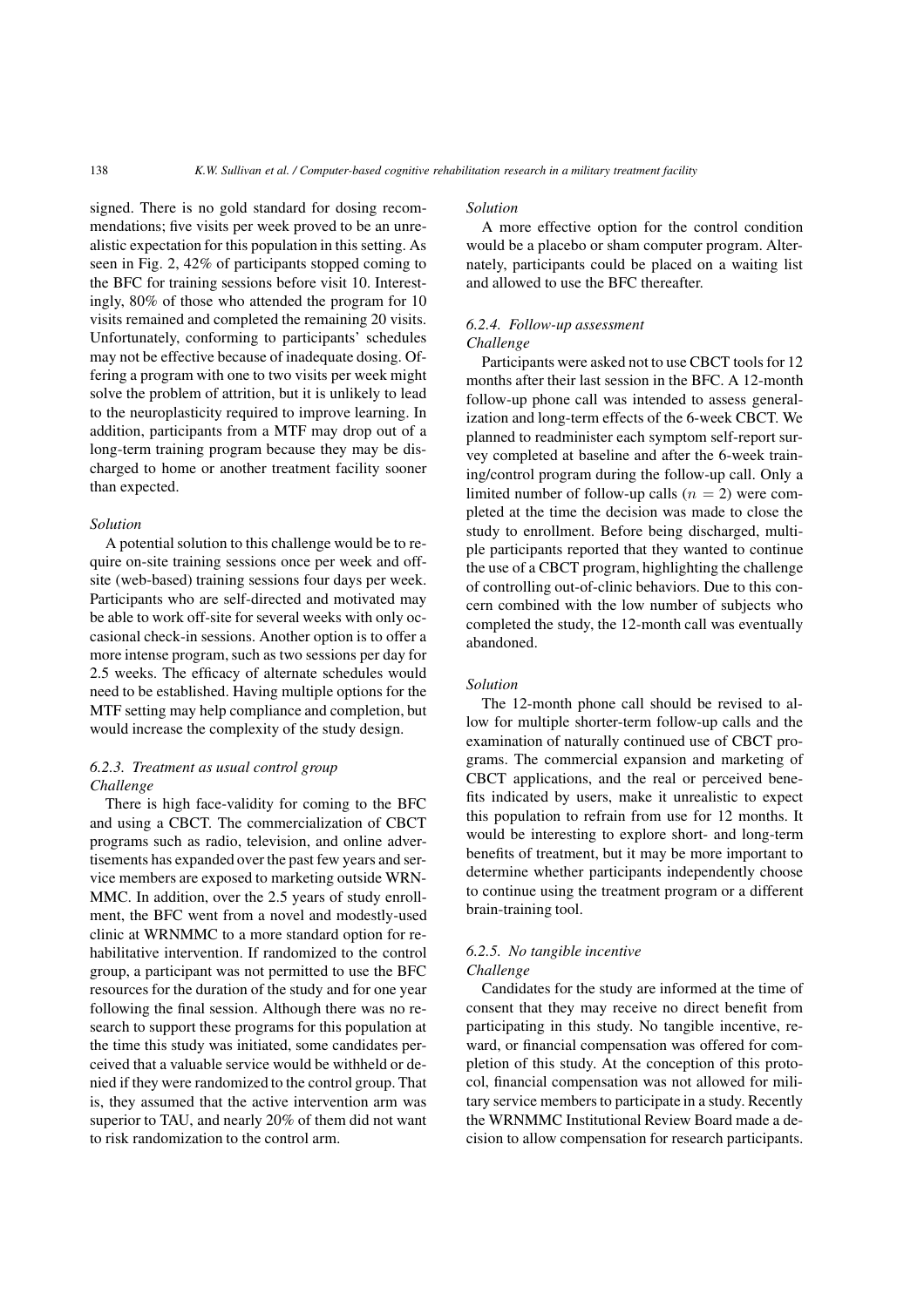signed. There is no gold standard for dosing recommendations; five visits per week proved to be an unrealistic expectation for this population in this setting. As seen in Fig. 2, 42% of participants stopped coming to the BFC for training sessions before visit 10. Interestingly, 80% of those who attended the program for 10 visits remained and completed the remaining 20 visits. Unfortunately, conforming to participants' schedules may not be effective because of inadequate dosing. Offering a program with one to two visits per week might solve the problem of attrition, but it is unlikely to lead to the neuroplasticity required to improve learning. In addition, participants from a MTF may drop out of a long-term training program because they may be discharged to home or another treatment facility sooner than expected.

*Solution*

A potential solution to this challenge would be to require on-site training sessions once per week and off-site (web-based) training sessions four days per week. Participants who are self-directed and motivated may be able to work off-site for several weeks with only occasional check-in sessions. Another option is to offer a more intense program, such as two sessions per day for 2.5 weeks. The efficacy of alternate schedules would need to be established. Having multiple options for the MTF setting may help compliance and completion, but would increase the complexity of the study design.

### 6.2.3. Treatment as usual control group

*Challenge*

There is high face-validity for coming to the BFC and using a CBCT. The commercialization of CBCT programs such as radio, television, and online advertisements has expanded over the past few years and service members are exposed to marketing outside WRNMMC. In addition, over the 2.5 years of study enrollment, the BFC went from a novel and modestly-used clinic at WRNMMC to a more standard option for rehabilitative intervention. If randomized to the control group, a participant was not permitted to use the BFC resources for the duration of the study and for one year following the final session. Although there was no research to support these programs for this population at the time this study was initiated, some candidates perceived that a valuable service would be withheld or denied if they were randomized to the control group. That is, they assumed that the active intervention arm was superior to TAU, and nearly 20% of them did not want to risk randomization to the control arm.

*Solution*

A more effective option for the control condition would be a placebo or sham computer program. Alternately, participants could be placed on a waiting list and allowed to use the BFC thereafter.

### 6.2.4. Follow-up assessment

*Challenge*

Participants were asked not to use CBCT tools for 12 months after their last session in the BFC. A 12-month follow-up phone call was intended to assess generalization and long-term effects of the 6-week CBCT. We planned to readminister each symptom self-report survey completed at baseline and after the 6-week training/control program during the follow-up call. Only a limited number of follow-up calls ($n = 2$) were completed at the time the decision was made to close the study to enrollment. Before being discharged, multiple participants reported that they wanted to continue the use of a CBCT program, highlighting the challenge of controlling out-of-clinic behaviors. Due to this concern combined with the low number of subjects who completed the study, the 12-month call was eventually abandoned.

*Solution*

The 12-month phone call should be revised to allow for multiple shorter-term follow-up calls and the examination of naturally continued use of CBCT programs. The commercial expansion and marketing of CBCT applications, and the real or perceived benefits indicated by users, make it unrealistic to expect this population to refrain from use for 12 months. It would be interesting to explore short- and long-term benefits of treatment, but it may be more important to determine whether participants independently choose to continue using the treatment program or a different brain-training tool.

### 6.2.5. No tangible incentive

*Challenge*

Candidates for the study are informed at the time of consent that they may receive no direct benefit from participating in this study. No tangible incentive, reward, or financial compensation was offered for completion of this study. At the conception of this protocol, financial compensation was not allowed for military service members to participate in a study. Recently the WRNMMC Institutional Review Board made a decision to allow compensation for research participants.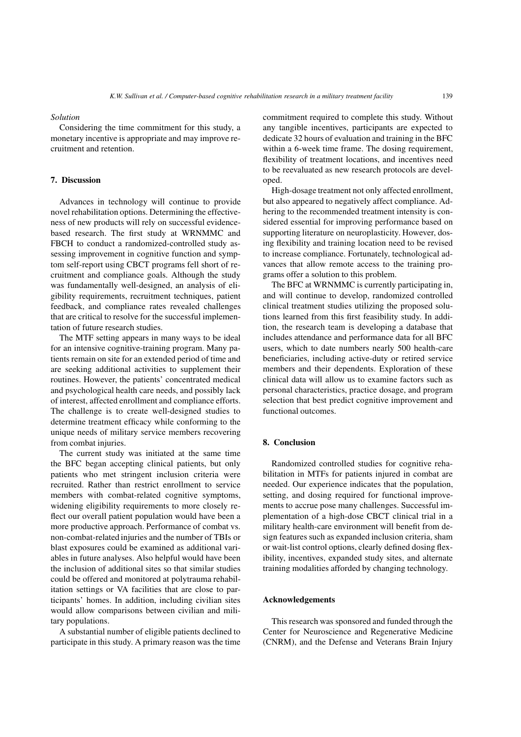*Solution*

Considering the time commitment for this study, a monetary incentive is appropriate and may improve recruitment and retention.

## 7. Discussion

Advances in technology will continue to provide novel rehabilitation options. Determining the effectiveness of new products will rely on successful evidence-based research. The first study at WRNMMC and FBCH to conduct a randomized-controlled study assessing improvement in cognitive function and symptom self-report using CBCT programs fell short of recruitment and compliance goals. Although the study was fundamentally well-designed, an analysis of eligibility requirements, recruitment techniques, patient feedback, and compliance rates revealed challenges that are critical to resolve for the successful implementation of future research studies.

The MTF setting appears in many ways to be ideal for an intensive cognitive-training program. Many patients remain on site for an extended period of time and are seeking additional activities to supplement their routines. However, the patients' concentrated medical and psychological health care needs, and possibly lack of interest, affected enrollment and compliance efforts. The challenge is to create well-designed studies to determine treatment efficacy while conforming to the unique needs of military service members recovering from combat injuries.

The current study was initiated at the same time the BFC began accepting clinical patients, but only patients who met stringent inclusion criteria were recruited. Rather than restrict enrollment to service members with combat-related cognitive symptoms, widening eligibility requirements to more closely reflect our overall patient population would have been a more productive approach. Performance of combat vs. non-combat-related injuries and the number of TBIs or blast exposures could be examined as additional variables in future analyses. Also helpful would have been the inclusion of additional sites so that similar studies could be offered and monitored at polytrauma rehabilitation settings or VA facilities that are close to participants' homes. In addition, including civilian sites would allow comparisons between civilian and military populations.

A substantial number of eligible patients declined to participate in this study. A primary reason was the time commitment required to complete this study. Without any tangible incentives, participants are expected to dedicate 32 hours of evaluation and training in the BFC within a 6-week time frame. The dosing requirement, flexibility of treatment locations, and incentives need to be reevaluated as new research protocols are developed.

High-dosage treatment not only affected enrollment, but also appeared to negatively affect compliance. Adhering to the recommended treatment intensity is considered essential for improving performance based on supporting literature on neuroplasticity. However, dosing flexibility and training location need to be revised to increase compliance. Fortunately, technological advances that allow remote access to the training programs offer a solution to this problem.

The BFC at WRNMMC is currently participating in, and will continue to develop, randomized controlled clinical treatment studies utilizing the proposed solutions learned from this first feasibility study. In addition, the research team is developing a database that includes attendance and performance data for all BFC users, which to date numbers nearly 500 health-care beneficiaries, including active-duty or retired service members and their dependents. Exploration of these clinical data will allow us to examine factors such as personal characteristics, practice dosage, and program selection that best predict cognitive improvement and functional outcomes.

## 8. Conclusion

Randomized controlled studies for cognitive rehabilitation in MTFs for patients injured in combat are needed. Our experience indicates that the population, setting, and dosing required for functional improvements to accrue pose many challenges. Successful implementation of a high-dose CBCT clinical trial in a military health-care environment will benefit from design features such as expanded inclusion criteria, sham or wait-list control options, clearly defined dosing flexibility, incentives, expanded study sites, and alternate training modalities afforded by changing technology.

## Acknowledgements

This research was sponsored and funded through the Center for Neuroscience and Regenerative Medicine (CNRM), and the Defense and Veterans Brain Injury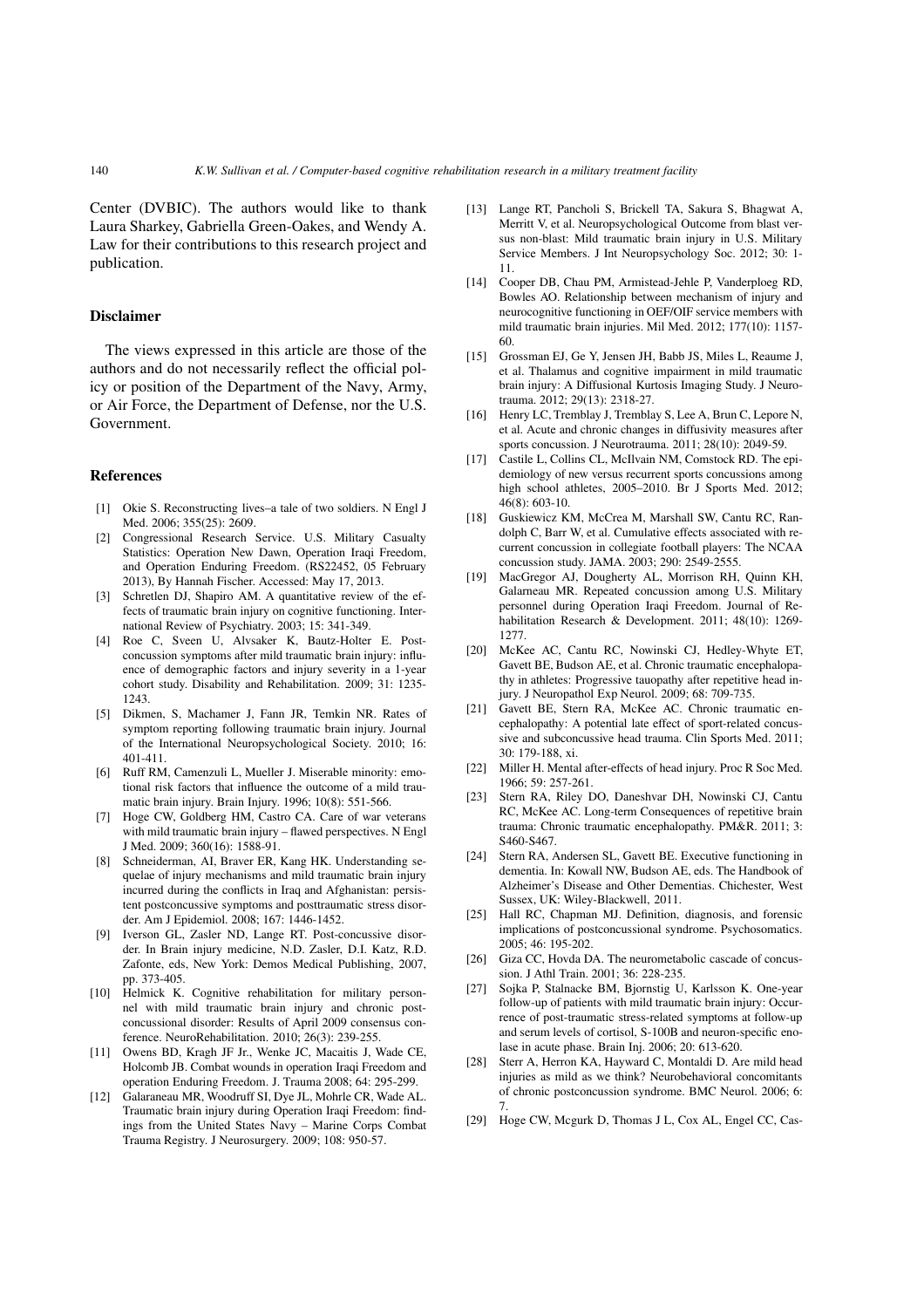Center (DVBIC). The authors would like to thank Laura Sharkey, Gabriella Green-Oakes, and Wendy A. Law for their contributions to this research project and publication.

## Disclaimer

The views expressed in this article are those of the authors and do not necessarily reflect the official policy or position of the Department of the Navy, Army, or Air Force, the Department of Defense, nor the U.S. Government.

## References

- [1] Okie S. Reconstructing lives–a tale of two soldiers. N Engl J Med. 2006; 355(25): 2609.
- [2] Congressional Research Service. U.S. Military Casualty Statistics: Operation New Dawn, Operation Iraqi Freedom, and Operation Enduring Freedom. (RS22452, 05 February 2013), By Hannah Fischer. Accessed: May 17, 2013.
- [3] Schretlen DJ, Shapiro AM. A quantitative review of the effects of traumatic brain injury on cognitive functioning. International Review of Psychiatry. 2003; 15: 341-349.
- [4] Roe C, Sveen U, Alvsaker K, Bautz-Holter E. Post-concussion symptoms after mild traumatic brain injury: influence of demographic factors and injury severity in a 1-year cohort study. Disability and Rehabilitation. 2009; 31: 1235-1243.
- [5] Dikmen, S, Machamer J, Fann JR, Temkin NR. Rates of symptom reporting following traumatic brain injury. Journal of the International Neuropsychological Society. 2010; 16: 401-411.
- [6] Ruff RM, Camenzuli L, Mueller J. Miserable minority: emotional risk factors that influence the outcome of a mild traumatic brain injury. Brain Injury. 1996; 10(8): 551-566.
- [7] Hoge CW, Goldberg HM, Castro CA. Care of war veterans with mild traumatic brain injury – flawed perspectives. N Engl J Med. 2009; 360(16): 1588-91.
- [8] Schneiderman, AI, Braver ER, Kang HK. Understanding sequelae of injury mechanisms and mild traumatic brain injury incurred during the conflicts in Iraq and Afghanistan: persistent postconcussive symptoms and posttraumatic stress disorder. Am J Epidemiol. 2008; 167: 1446-1452.
- [9] Iverson GL, Zasler ND, Lange RT. Post-concussive disorder. In Brain injury medicine, N.D. Zasler, D.I. Katz, R.D. Zafonte, eds, New York: Demos Medical Publishing, 2007, pp. 373-405.
- [10] Helmick K. Cognitive rehabilitation for military personnel with mild traumatic brain injury and chronic post-concussional disorder: Results of April 2009 consensus conference. NeuroRehabilitation. 2010; 26(3): 239-255.
- [11] Owens BD, Kragh JF Jr., Wenke JC, Macaitis J, Wade CE, Holcomb JB. Combat wounds in operation Iraqi Freedom and operation Enduring Freedom. J. Trauma 2008; 64: 295-299.
- [12] Galaraneau MR, Woodruff SI, Dye JL, Mohrle CR, Wade AL. Traumatic brain injury during Operation Iraqi Freedom: findings from the United States Navy – Marine Corps Combat Trauma Registry. J Neurosurgery. 2009; 108: 950-57.
- [13] Lange RT, Pancholi S, Brickell TA, Sakura S, Bhagwat A, Merritt V, et al. Neuropsychological Outcome from blast versus non-blast: Mild traumatic brain injury in U.S. Military Service Members. J Int Neuropsychology Soc. 2012; 30: 1-11.
- [14] Cooper DB, Chau PM, Armistead-Jehle P, Vanderploeg RD, Bowles AO. Relationship between mechanism of injury and neurocognitive functioning in OEF/OIF service members with mild traumatic brain injuries. Mil Med. 2012; 177(10): 1157-60.
- [15] Grossman EJ, Ge Y, Jensen JH, Babb JS, Miles L, Reaume J, et al. Thalamus and cognitive impairment in mild traumatic brain injury: A Diffusional Kurtosis Imaging Study. J Neurotrauma. 2012; 29(13): 2318-27.
- [16] Henry LC, Tremblay J, Tremblay S, Lee A, Brun C, Lepore N, et al. Acute and chronic changes in diffusivity measures after sports concussion. J Neurotrauma. 2011; 28(10): 2049-59.
- [17] Castile L, Collins CL, McIlvain NM, Comstock RD. The epidemiology of new versus recurrent sports concussions among high school athletes, 2005–2010. Br J Sports Med. 2012; 46(8): 603-10.
- [18] Guskiewicz KM, McCrea M, Marshall SW, Cantu RC, Randolph C, Barr W, et al. Cumulative effects associated with recurrent concussion in collegiate football players: The NCAA concussion study. JAMA. 2003; 290: 2549-2555.
- [19] MacGregor AJ, Dougherty AL, Morrison RH, Quinn KH, Galarneau MR. Repeated concussion among U.S. Military personnel during Operation Iraqi Freedom. Journal of Rehabilitation Research & Development. 2011; 48(10): 1269-1277.
- [20] McKee AC, Cantu RC, Nowinski CJ, Hedley-Whyte ET, Gavett BE, Budson AE, et al. Chronic traumatic encephalopathy in athletes: Progressive tauopathy after repetitive head injury. J Neuropathol Exp Neurol. 2009; 68: 709-735.
- [21] Gavett BE, Stern RA, McKee AC. Chronic traumatic encephalopathy: A potential late effect of sport-related concussive and subconcussive head trauma. Clin Sports Med. 2011; 30: 179-188, xi.
- [22] Miller H. Mental after-effects of head injury. Proc R Soc Med. 1966; 59: 257-261.
- [23] Stern RA, Riley DO, Daneshvar DH, Nowinski CJ, Cantu RC, McKee AC. Long-term Consequences of repetitive brain trauma: Chronic traumatic encephalopathy. PM&R. 2011; 3: S460-S467.
- [24] Stern RA, Andersen SL, Gavett BE. Executive functioning in dementia. In: Kowall NW, Budson AE, eds. The Handbook of Alzheimer's Disease and Other Dementias. Chichester, West Sussex, UK: Wiley-Blackwell, 2011.
- [25] Hall RC, Chapman MJ. Definition, diagnosis, and forensic implications of postconcussional syndrome. Psychosomatics. 2005; 46: 195-202.
- [26] Giza CC, Hovda DA. The neurometabolic cascade of concussion. J Athl Train. 2001; 36: 228-235.
- [27] Sojka P, Stalnacke BM, Bjornstig U, Karlsson K. One-year follow-up of patients with mild traumatic brain injury: Occurrence of post-traumatic stress-related symptoms at follow-up and serum levels of cortisol, S-100B and neuron-specific enolase in acute phase. Brain Inj. 2006; 20: 613-620.
- [28] Sterr A, Herron KA, Hayward C, Montaldi D. Are mild head injuries as mild as we think? Neurobehavioral concomitants of chronic postconcussion syndrome. BMC Neurol. 2006; 6: 7.
- [29] Hoge CW, Mcgurk D, Thomas J L, Cox AL, Engel CC, Cas-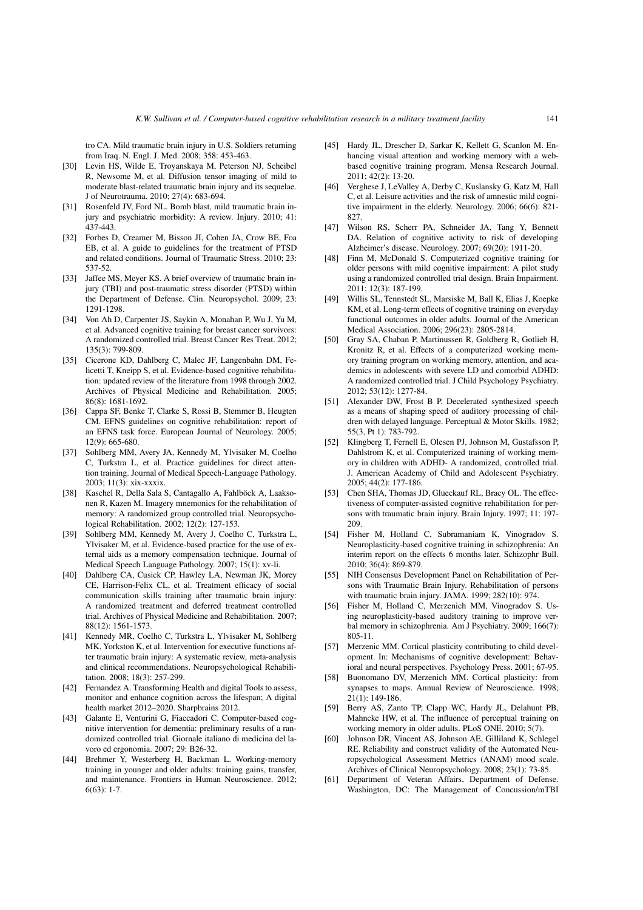tro CA. Mild traumatic brain injury in U.S. Soldiers returning from Iraq. N. Engl. J. Med. 2008; 358: 453-463.

[30] Levin HS, Wilde E, Troyanskaya M, Peterson NJ, Scheibel R, Newsome M, et al. Diffusion tensor imaging of mild to moderate blast-related traumatic brain injury and its sequelae. J of Neurotrauma. 2010; 27(4): 683-694.

[31] Rosenfeld JV, Ford NL. Bomb blast, mild traumatic brain injury and psychiatric morbidity: A review. Injury. 2010; 41: 437-443.

[32] Forbes D, Creamer M, Bisson JI, Cohen JA, Crow BE, Foa EB, et al. A guide to guidelines for the treatment of PTSD and related conditions. Journal of Traumatic Stress. 2010; 23: 537-52.

[33] Jaffee MS, Meyer KS. A brief overview of traumatic brain injury (TBI) and post-traumatic stress disorder (PTSD) within the Department of Defense. Clin. Neuropsychol. 2009; 23: 1291-1298.

[34] Von Ah D, Carpenter JS, Saykin A, Monahan P, Wu J, Yu M, et al. Advanced cognitive training for breast cancer survivors: A randomized controlled trial. Breast Cancer Res Treat. 2012; 135(3): 799-809.

[35] Cicerone KD, Dahlberg C, Malec JF, Langenbahn DM, Felicetti T, Kneipp S, et al. Evidence-based cognitive rehabilitation: updated review of the literature from 1998 through 2002. Archives of Physical Medicine and Rehabilitation. 2005; 86(8): 1681-1692.

[36] Cappa SF, Benke T, Clarke S, Rossi B, Stemmer B, Heugten CM. EFNS guidelines on cognitive rehabilitation: report of an EFNS task force. European Journal of Neurology. 2005; 12(9): 665-680.

[37] Sohlberg MM, Avery JA, Kennedy M, Ylvisaker M, Coelho C, Turkstra L, et al. Practice guidelines for direct attention training. Journal of Medical Speech-Language Pathology. 2003; 11(3): xix-xxxix.

[38] Kaschel R, Della Sala S, Cantagallo A, Fahlböck A, Laaksonen R, Kazen M. Imagery mnemonics for the rehabilitation of memory: A randomized group controlled trial. Neuropsychological Rehabilitation. 2002; 12(2): 127-153.

[39] Sohlberg MM, Kennedy M, Avery J, Coelho C, Turkstra L, Ylvisaker M, et al. Evidence-based practice for the use of external aids as a memory compensation technique. Journal of Medical Speech Language Pathology. 2007; 15(1): xv-li.

[40] Dahlberg CA, Cusick CP, Hawley LA, Newman JK, Morey CE, Harrison-Felix CL, et al. Treatment efficacy of social communication skills training after traumatic brain injury: A randomized treatment and deferred treatment controlled trial. Archives of Physical Medicine and Rehabilitation. 2007; 88(12): 1561-1573.

[41] Kennedy MR, Coelho C, Turkstra L, Ylvisaker M, Sohlberg MK, Yorkston K, et al. Intervention for executive functions after traumatic brain injury: A systematic review, meta-analysis and clinical recommendations. Neuropsychological Rehabilitation. 2008; 18(3): 257-299.

[42] Fernandez A. Transforming Health and digital Tools to assess, monitor and enhance cognition across the lifespan; A digital health market 2012–2020. Sharpbrains 2012.

[43] Galante E, Venturini G, Fiaccadori C. Computer-based cognitive intervention for dementia: preliminary results of a randomized controlled trial. Giornale italiano di medicina del lavoro ed ergonomia. 2007; 29: B26-32.

[44] Brehmer Y, Westerberg H, Backman L. Working-memory training in younger and older adults: training gains, transfer, and maintenance. Frontiers in Human Neuroscience. 2012; 6(63): 1-7.

[45] Hardy JL, Drescher D, Sarkar K, Kellett G, Scanlon M. Enhancing visual attention and working memory with a web-based cognitive training program. Mensa Research Journal. 2011; 42(2): 13-20.

[46] Verghese J, LeValley A, Derby C, Kuslansky G, Katz M, Hall C, et al. Leisure activities and the risk of amnestic mild cognitive impairment in the elderly. Neurology. 2006; 66(6): 821-827.

[47] Wilson RS, Scherr PA, Schneider JA, Tang Y, Bennett DA. Relation of cognitive activity to risk of developing Alzheimer's disease. Neurology. 2007; 69(20): 1911-20.

[48] Finn M, McDonald S. Computerized cognitive training for older persons with mild cognitive impairment: A pilot study using a randomized controlled trial design. Brain Impairment. 2011; 12(3): 187-199.

[49] Willis SL, Tennstedt SL, Marsiske M, Ball K, Elias J, Koepke KM, et al. Long-term effects of cognitive training on everyday functional outcomes in older adults. Journal of the American Medical Association. 2006; 296(23): 2805-2814.

[50] Gray SA, Chaban P, Martinussen R, Goldberg R, Gotlieb H, Kronitz R, et al. Effects of a computerized working memory training program on working memory, attention, and academics in adolescents with severe LD and comorbid ADHD: A randomized controlled trial. J Child Psychology Psychiatry. 2012; 53(12): 1277-84.

[51] Alexander DW, Frost B P. Decelerated synthesized speech as a means of shaping speed of auditory processing of children with delayed language. Perceptual & Motor Skills. 1982; 55(3, Pt 1): 783-792.

[52] Klingberg T, Fernell E, Olesen PJ, Johnson M, Gustafsson P, Dahlstrom K, et al. Computerized training of working memory in children with ADHD- A randomized, controlled trial. J. American Academy of Child and Adolescent Psychiatry. 2005; 44(2): 177-186.

[53] Chen SHA, Thomas JD, Glueckauf RL, Bracy OL. The effectiveness of computer-assisted cognitive rehabilitation for persons with traumatic brain injury. Brain Injury. 1997; 11: 197-209.

[54] Fisher M, Holland C, Subramaniam K, Vinogradov S. Neuroplasticity-based cognitive training in schizophrenia: An interim report on the effects 6 months later. Schizophr Bull. 2010; 36(4): 869-879.

[55] NIH Consensus Development Panel on Rehabilitation of Persons with Traumatic Brain Injury. Rehabilitation of persons with traumatic brain injury. JAMA. 1999; 282(10): 974.

[56] Fisher M, Holland C, Merzenich MM, Vinogradov S. Using neuroplasticity-based auditory training to improve verbal memory in schizophrenia. Am J Psychiatry. 2009; 166(7): 805-11.

[57] Merzenic MM. Cortical plasticity contributing to child development. In: Mechanisms of cognitive development: Behavioral and neural perspectives. Psychology Press. 2001; 67-95.

[58] Buonomano DV, Merzenich MM. Cortical plasticity: from synapses to maps. Annual Review of Neuroscience. 1998; 21(1): 149-186.

[59] Berry AS, Zanto TP, Clapp WC, Hardy JL, Delahunt PB, Mahncke HW, et al. The influence of perceptual training on working memory in older adults. PLoS ONE. 2010; 5(7).

[60] Johnson DR, Vincent AS, Johnson AE, Gilliland K, Schlegel RE. Reliability and construct validity of the Automated Neuropsychological Assessment Metrics (ANAM) mood scale. Archives of Clinical Neuropsychology. 2008; 23(1): 73-85.

[61] Department of Veteran Affairs, Department of Defense. Washington, DC: The Management of Concussion/mTBI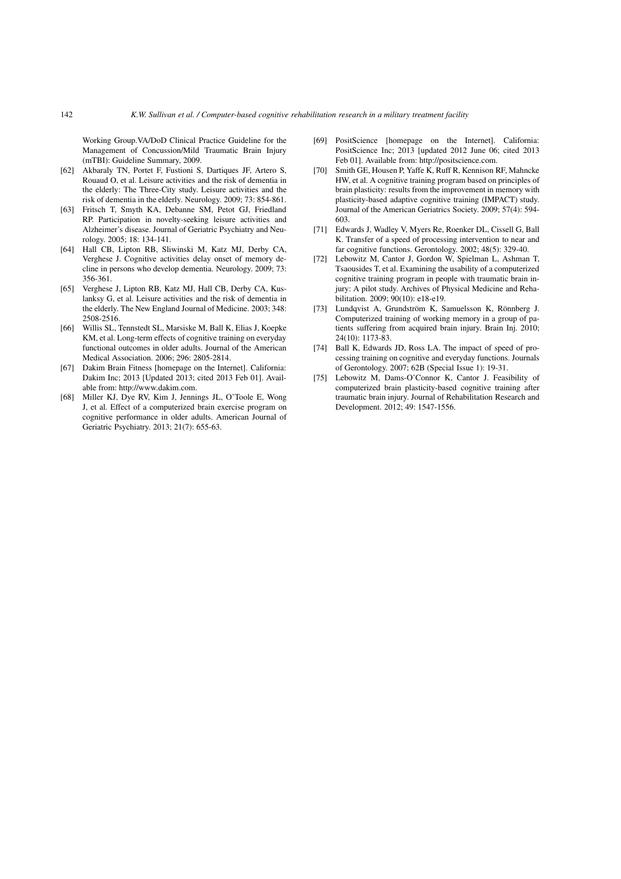Working Group.VA/DoD Clinical Practice Guideline for the Management of Concussion/Mild Traumatic Brain Injury (mTBI): Guideline Summary, 2009.

[62] Akbaraly TN, Portet F, Fustioni S, Dartiques JF, Artero S, Rouaud O, et al. Leisure activities and the risk of dementia in the elderly: The Three-City study. Leisure activities and the risk of dementia in the elderly. Neurology. 2009; 73: 854-861.

[63] Fritsch T, Smyth KA, Debanne SM, Petot GJ, Friedland RP. Participation in novelty-seeking leisure activities and Alzheimer's disease. Journal of Geriatric Psychiatry and Neurology. 2005; 18: 134-141.

[64] Hall CB, Lipton RB, Sliwinski M, Katz MJ, Derby CA, Verghese J. Cognitive activities delay onset of memory decline in persons who develop dementia. Neurology. 2009; 73: 356-361.

[65] Verghese J, Lipton RB, Katz MJ, Hall CB, Derby CA, Kuslanksy G, et al. Leisure activities and the risk of dementia in the elderly. The New England Journal of Medicine. 2003; 348: 2508-2516.

[66] Willis SL, Tennstedt SL, Marsiske M, Ball K, Elias J, Koepke KM, et al. Long-term effects of cognitive training on everyday functional outcomes in older adults. Journal of the American Medical Association. 2006; 296: 2805-2814.

[67] Dakim Brain Fitness [homepage on the Internet]. California: Dakim Inc; 2013 [Updated 2013; cited 2013 Feb 01]. Available from: http://www.dakim.com.

[68] Miller KJ, Dye RV, Kim J, Jennings JL, O'Toole E, Wong J, et al. Effect of a computerized brain exercise program on cognitive performance in older adults. American Journal of Geriatric Psychiatry. 2013; 21(7): 655-63.

[69] PositScience [homepage on the Internet]. California: PositScience Inc; 2013 [updated 2012 June 06; cited 2013 Feb 01]. Available from: http://positscience.com.

[70] Smith GE, Housen P, Yaffe K, Ruff R, Kennison RF, Mahncke HW, et al. A cognitive training program based on principles of brain plasticity: results from the improvement in memory with plasticity-based adaptive cognitive training (IMPACT) study. Journal of the American Geriatrics Society. 2009; 57(4): 594-603.

[71] Edwards J, Wadley V, Myers Re, Roenker DL, Cissell G, Ball K. Transfer of a speed of processing intervention to near and far cognitive functions. Gerontology. 2002; 48(5): 329-40.

[72] Lebowitz M, Cantor J, Gordon W, Spielman L, Ashman T, Tsaousides T, et al. Examining the usability of a computerized cognitive training program in people with traumatic brain injury: A pilot study. Archives of Physical Medicine and Rehabilitation. 2009; 90(10): e18-e19.

[73] Lundqvist A, Grundström K, Samuelsson K, Rönnberg J. Computerized training of working memory in a group of patients suffering from acquired brain injury. Brain Inj. 2010; 24(10): 1173-83.

[74] Ball K, Edwards JD, Ross LA. The impact of speed of processing training on cognitive and everyday functions. Journals of Gerontology. 2007; 62B (Special Issue 1): 19-31.

[75] Lebowitz M, Dams-O'Connor K, Cantor J. Feasibility of computerized brain plasticity-based cognitive training after traumatic brain injury. Journal of Rehabilitation Research and Development. 2012; 49: 1547-1556.